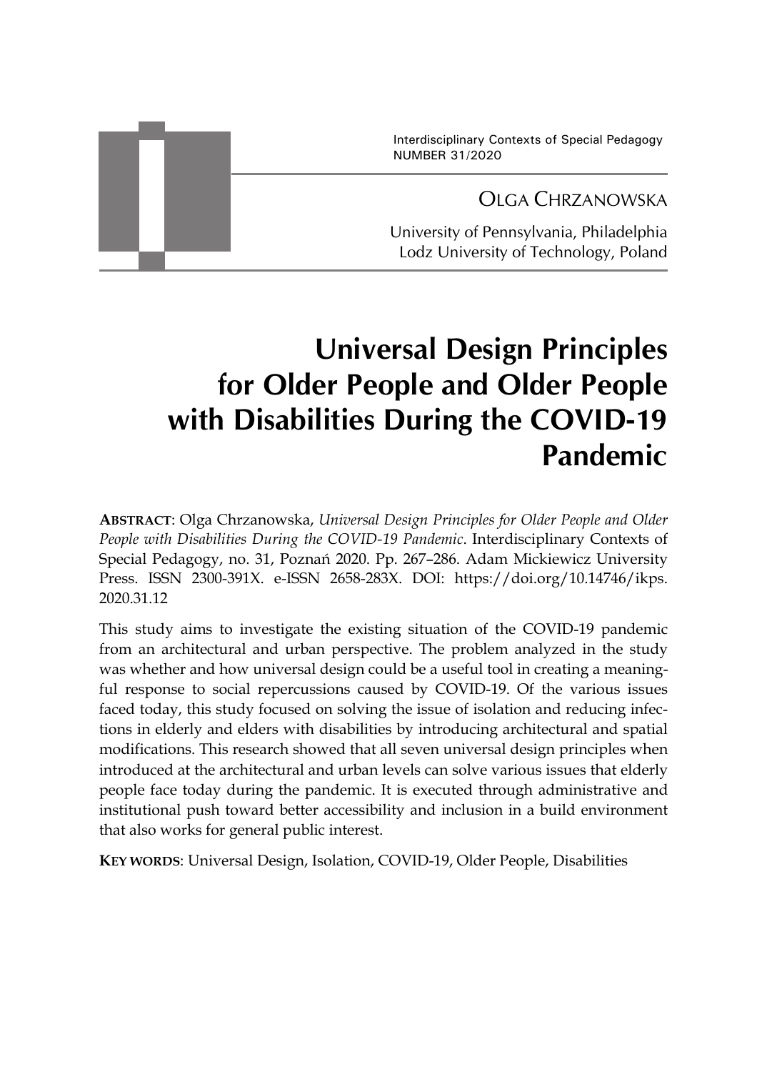Interdisciplinary Contexts of Special Pedagogy
NUMBER 31/2020

OLGA CHRZANOWSKA

University of Pennsylvania, Philadelphia
Lodz University of Technology, Poland

# Universal Design Principles for Older People and Older People with Disabilities During the COVID-19 Pandemic

**ABSTRACT**: Olga Chrzanowska, *Universal Design Principles for Older People and Older People with Disabilities During the COVID-19 Pandemic*. Interdisciplinary Contexts of Special Pedagogy, no. 31, Poznań 2020. Pp. 267–286. Adam Mickiewicz University Press. ISSN 2300-391X. e-ISSN 2658-283X. DOI: https://doi.org/10.14746/ikps.2020.31.12

This study aims to investigate the existing situation of the COVID-19 pandemic from an architectural and urban perspective. The problem analyzed in the study was whether and how universal design could be a useful tool in creating a meaningful response to social repercussions caused by COVID-19. Of the various issues faced today, this study focused on solving the issue of isolation and reducing infections in elderly and elders with disabilities by introducing architectural and spatial modifications. This research showed that all seven universal design principles when introduced at the architectural and urban levels can solve various issues that elderly people face today during the pandemic. It is executed through administrative and institutional push toward better accessibility and inclusion in a build environment that also works for general public interest.

**KEY WORDS**: Universal Design, Isolation, COVID-19, Older People, Disabilities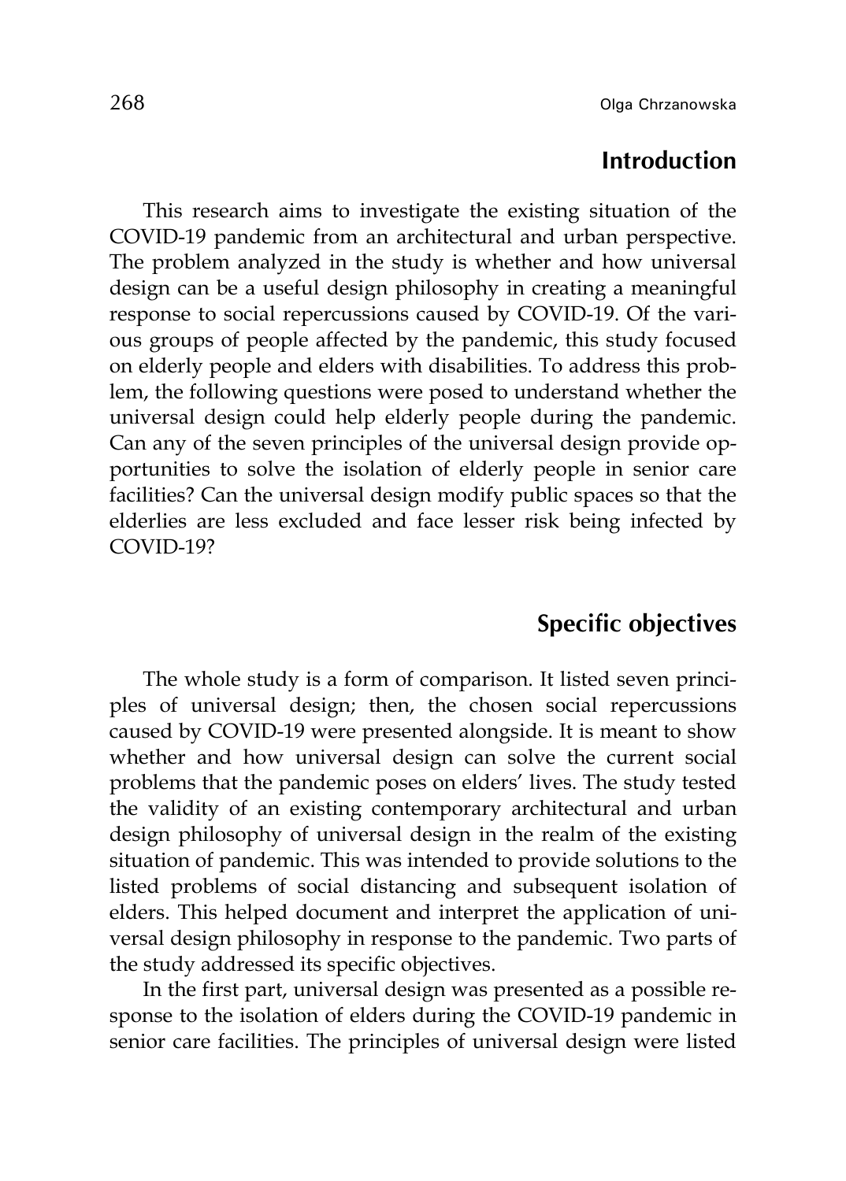## Introduction

This research aims to investigate the existing situation of the COVID-19 pandemic from an architectural and urban perspective. The problem analyzed in the study is whether and how universal design can be a useful design philosophy in creating a meaningful response to social repercussions caused by COVID-19. Of the various groups of people affected by the pandemic, this study focused on elderly people and elders with disabilities. To address this problem, the following questions were posed to understand whether the universal design could help elderly people during the pandemic. Can any of the seven principles of the universal design provide opportunities to solve the isolation of elderly people in senior care facilities? Can the universal design modify public spaces so that the elderlies are less excluded and face lesser risk being infected by COVID-19?

## Specific objectives

The whole study is a form of comparison. It listed seven principles of universal design; then, the chosen social repercussions caused by COVID-19 were presented alongside. It is meant to show whether and how universal design can solve the current social problems that the pandemic poses on elders' lives. The study tested the validity of an existing contemporary architectural and urban design philosophy of universal design in the realm of the existing situation of pandemic. This was intended to provide solutions to the listed problems of social distancing and subsequent isolation of elders. This helped document and interpret the application of universal design philosophy in response to the pandemic. Two parts of the study addressed its specific objectives.

In the first part, universal design was presented as a possible response to the isolation of elders during the COVID-19 pandemic in senior care facilities. The principles of universal design were listed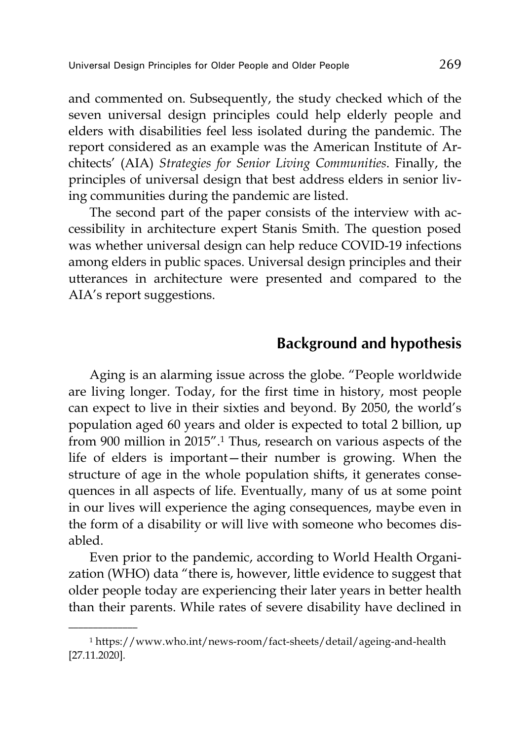and commented on. Subsequently, the study checked which of the seven universal design principles could help elderly people and elders with disabilities feel less isolated during the pandemic. The report considered as an example was the American Institute of Architects' (AIA) *Strategies for Senior Living Communities*. Finally, the principles of universal design that best address elders in senior living communities during the pandemic are listed.

The second part of the paper consists of the interview with accessibility in architecture expert Stanis Smith. The question posed was whether universal design can help reduce COVID-19 infections among elders in public spaces. Universal design principles and their utterances in architecture were presented and compared to the AIA's report suggestions.

## Background and hypothesis

Aging is an alarming issue across the globe. "People worldwide are living longer. Today, for the first time in history, most people can expect to live in their sixties and beyond. By 2050, the world's population aged 60 years and older is expected to total 2 billion, up from 900 million in 2015".[1] Thus, research on various aspects of the life of elders is important—their number is growing. When the structure of age in the whole population shifts, it generates consequences in all aspects of life. Eventually, many of us at some point in our lives will experience the aging consequences, maybe even in the form of a disability or will live with someone who becomes disabled.

Even prior to the pandemic, according to World Health Organization (WHO) data "there is, however, little evidence to suggest that older people today are experiencing their later years in better health than their parents. While rates of severe disability have declined in

---

[1] https://www.who.int/news-room/fact-sheets/detail/ageing-and-health [27.11.2020].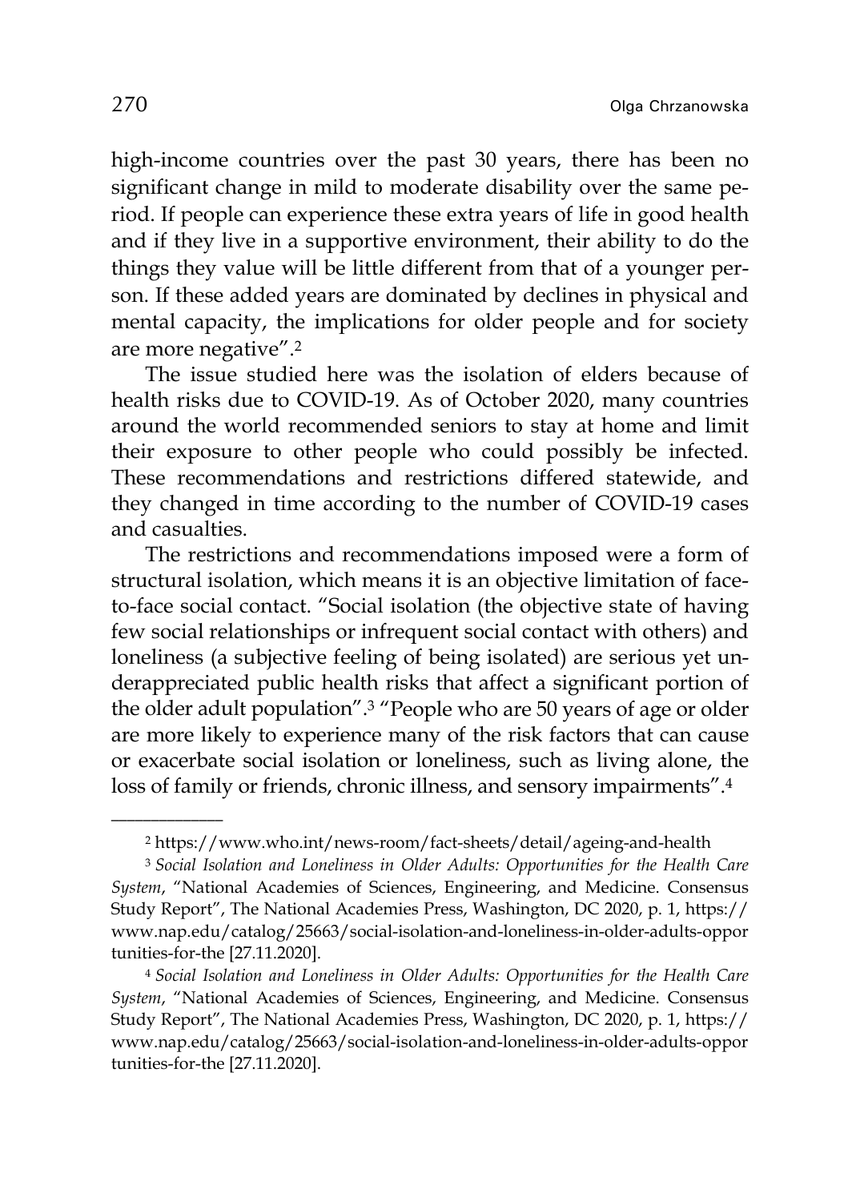high-income countries over the past 30 years, there has been no significant change in mild to moderate disability over the same period. If people can experience these extra years of life in good health and if they live in a supportive environment, their ability to do the things they value will be little different from that of a younger person. If these added years are dominated by declines in physical and mental capacity, the implications for older people and for society are more negative".[2]

The issue studied here was the isolation of elders because of health risks due to COVID-19. As of October 2020, many countries around the world recommended seniors to stay at home and limit their exposure to other people who could possibly be infected. These recommendations and restrictions differed statewide, and they changed in time according to the number of COVID-19 cases and casualties.

The restrictions and recommendations imposed were a form of structural isolation, which means it is an objective limitation of face-to-face social contact. "Social isolation (the objective state of having few social relationships or infrequent social contact with others) and loneliness (a subjective feeling of being isolated) are serious yet underappreciated public health risks that affect a significant portion of the older adult population".[3] "People who are 50 years of age or older are more likely to experience many of the risk factors that can cause or exacerbate social isolation or loneliness, such as living alone, the loss of family or friends, chronic illness, and sensory impairments".[4]

---

[2] https://www.who.int/news-room/fact-sheets/detail/ageing-and-health

[3] *Social Isolation and Loneliness in Older Adults: Opportunities for the Health Care System*, "National Academies of Sciences, Engineering, and Medicine. Consensus Study Report", The National Academies Press, Washington, DC 2020, p. 1, https://www.nap.edu/catalog/25663/social-isolation-and-loneliness-in-older-adults-opportunities-for-the [27.11.2020].

[4] *Social Isolation and Loneliness in Older Adults: Opportunities for the Health Care System*, "National Academies of Sciences, Engineering, and Medicine. Consensus Study Report", The National Academies Press, Washington, DC 2020, p. 1, https://www.nap.edu/catalog/25663/social-isolation-and-loneliness-in-older-adults-opportunities-for-the [27.11.2020].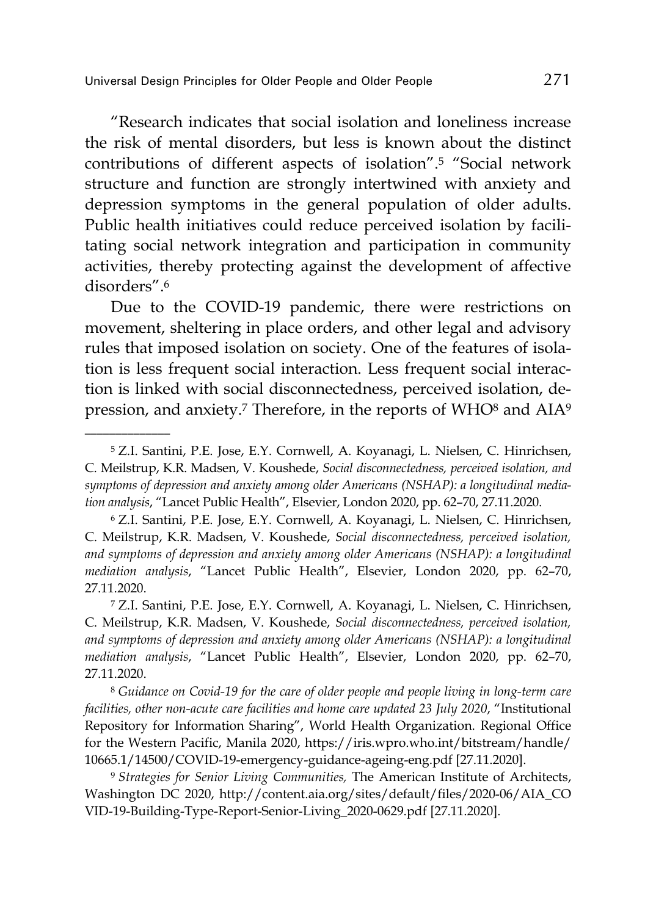"Research indicates that social isolation and loneliness increase the risk of mental disorders, but less is known about the distinct contributions of different aspects of isolation".[5] "Social network structure and function are strongly intertwined with anxiety and depression symptoms in the general population of older adults. Public health initiatives could reduce perceived isolation by facilitating social network integration and participation in community activities, thereby protecting against the development of affective disorders".[6]

Due to the COVID-19 pandemic, there were restrictions on movement, sheltering in place orders, and other legal and advisory rules that imposed isolation on society. One of the features of isolation is less frequent social interaction. Less frequent social interaction is linked with social disconnectedness, perceived isolation, depression, and anxiety.[7] Therefore, in the reports of WHO[8] and AIA[9]

---

[5] Z.I. Santini, P.E. Jose, E.Y. Cornwell, A. Koyanagi, L. Nielsen, C. Hinrichsen, C. Meilstrup, K.R. Madsen, V. Koushede, *Social disconnectedness, perceived isolation, and symptoms of depression and anxiety among older Americans (NSHAP): a longitudinal mediation analysis*, "Lancet Public Health", Elsevier, London 2020, pp. 62–70, 27.11.2020.

[6] Z.I. Santini, P.E. Jose, E.Y. Cornwell, A. Koyanagi, L. Nielsen, C. Hinrichsen, C. Meilstrup, K.R. Madsen, V. Koushede, *Social disconnectedness, perceived isolation, and symptoms of depression and anxiety among older Americans (NSHAP): a longitudinal mediation analysis*, "Lancet Public Health", Elsevier, London 2020, pp. 62–70, 27.11.2020.

[7] Z.I. Santini, P.E. Jose, E.Y. Cornwell, A. Koyanagi, L. Nielsen, C. Hinrichsen, C. Meilstrup, K.R. Madsen, V. Koushede, *Social disconnectedness, perceived isolation, and symptoms of depression and anxiety among older Americans (NSHAP): a longitudinal mediation analysis*, "Lancet Public Health", Elsevier, London 2020, pp. 62–70, 27.11.2020.

[8] *Guidance on Covid-19 for the care of older people and people living in long-term care facilities, other non-acute care facilities and home care updated 23 July 2020*, "Institutional Repository for Information Sharing", World Health Organization. Regional Office for the Western Pacific, Manila 2020, https://iris.wpro.who.int/bitstream/handle/10665.1/14500/COVID-19-emergency-guidance-ageing-eng.pdf [27.11.2020].

[9] *Strategies for Senior Living Communities,* The American Institute of Architects, Washington DC 2020, http://content.aia.org/sites/default/files/2020-06/AIA_COVID-19-Building-Type-Report-Senior-Living_2020-0629.pdf [27.11.2020].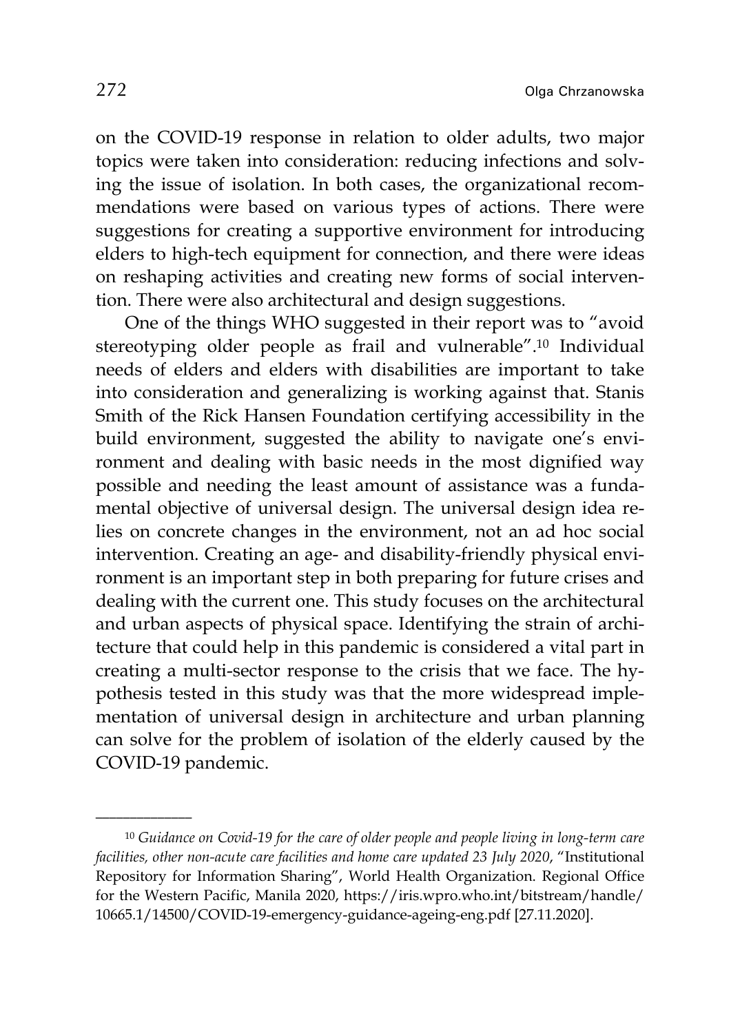on the COVID-19 response in relation to older adults, two major topics were taken into consideration: reducing infections and solving the issue of isolation. In both cases, the organizational recommendations were based on various types of actions. There were suggestions for creating a supportive environment for introducing elders to high-tech equipment for connection, and there were ideas on reshaping activities and creating new forms of social intervention. There were also architectural and design suggestions.

One of the things WHO suggested in their report was to "avoid stereotyping older people as frail and vulnerable".[10] Individual needs of elders and elders with disabilities are important to take into consideration and generalizing is working against that. Stanis Smith of the Rick Hansen Foundation certifying accessibility in the build environment, suggested the ability to navigate one's environment and dealing with basic needs in the most dignified way possible and needing the least amount of assistance was a fundamental objective of universal design. The universal design idea relies on concrete changes in the environment, not an ad hoc social intervention. Creating an age- and disability-friendly physical environment is an important step in both preparing for future crises and dealing with the current one. This study focuses on the architectural and urban aspects of physical space. Identifying the strain of architecture that could help in this pandemic is considered a vital part in creating a multi-sector response to the crisis that we face. The hypothesis tested in this study was that the more widespread implementation of universal design in architecture and urban planning can solve for the problem of isolation of the elderly caused by the COVID-19 pandemic.

---

[10] *Guidance on Covid-19 for the care of older people and people living in long-term care facilities, other non-acute care facilities and home care updated 23 July 2020*, "Institutional Repository for Information Sharing", World Health Organization. Regional Office for the Western Pacific, Manila 2020, https://iris.wpro.who.int/bitstream/handle/10665.1/14500/COVID-19-emergency-guidance-ageing-eng.pdf [27.11.2020].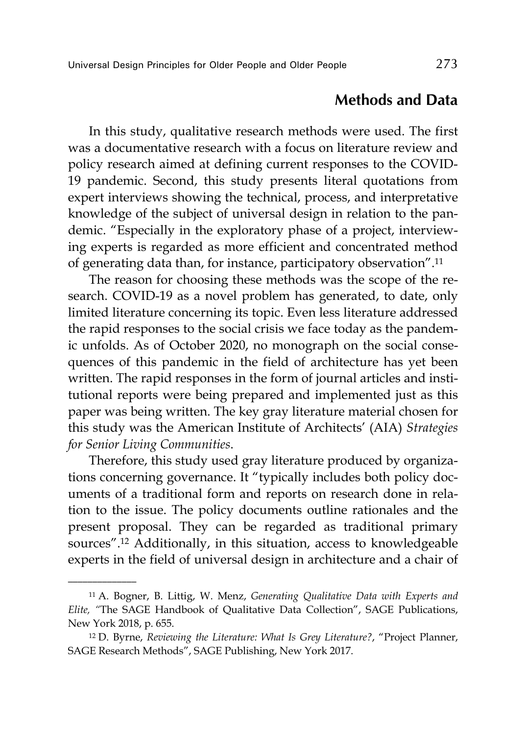## Methods and Data

In this study, qualitative research methods were used. The first was a documentative research with a focus on literature review and policy research aimed at defining current responses to the COVID-19 pandemic. Second, this study presents literal quotations from expert interviews showing the technical, process, and interpretative knowledge of the subject of universal design in relation to the pandemic. "Especially in the exploratory phase of a project, interviewing experts is regarded as more efficient and concentrated method of generating data than, for instance, participatory observation".[11]

The reason for choosing these methods was the scope of the research. COVID-19 as a novel problem has generated, to date, only limited literature concerning its topic. Even less literature addressed the rapid responses to the social crisis we face today as the pandemic unfolds. As of October 2020, no monograph on the social consequences of this pandemic in the field of architecture has yet been written. The rapid responses in the form of journal articles and institutional reports were being prepared and implemented just as this paper was being written. The key gray literature material chosen for this study was the American Institute of Architects' (AIA) *Strategies for Senior Living Communities*.

Therefore, this study used gray literature produced by organizations concerning governance. It "typically includes both policy documents of a traditional form and reports on research done in relation to the issue. The policy documents outline rationales and the present proposal. They can be regarded as traditional primary sources".[12] Additionally, in this situation, access to knowledgeable experts in the field of universal design in architecture and a chair of

---

[11] A. Bogner, B. Littig, W. Menz, *Generating Qualitative Data with Experts and Elite,* "The SAGE Handbook of Qualitative Data Collection", SAGE Publications, New York 2018, p. 655.

[12] D. Byrne, *Reviewing the Literature: What Is Grey Literature?*, "Project Planner, SAGE Research Methods", SAGE Publishing, New York 2017.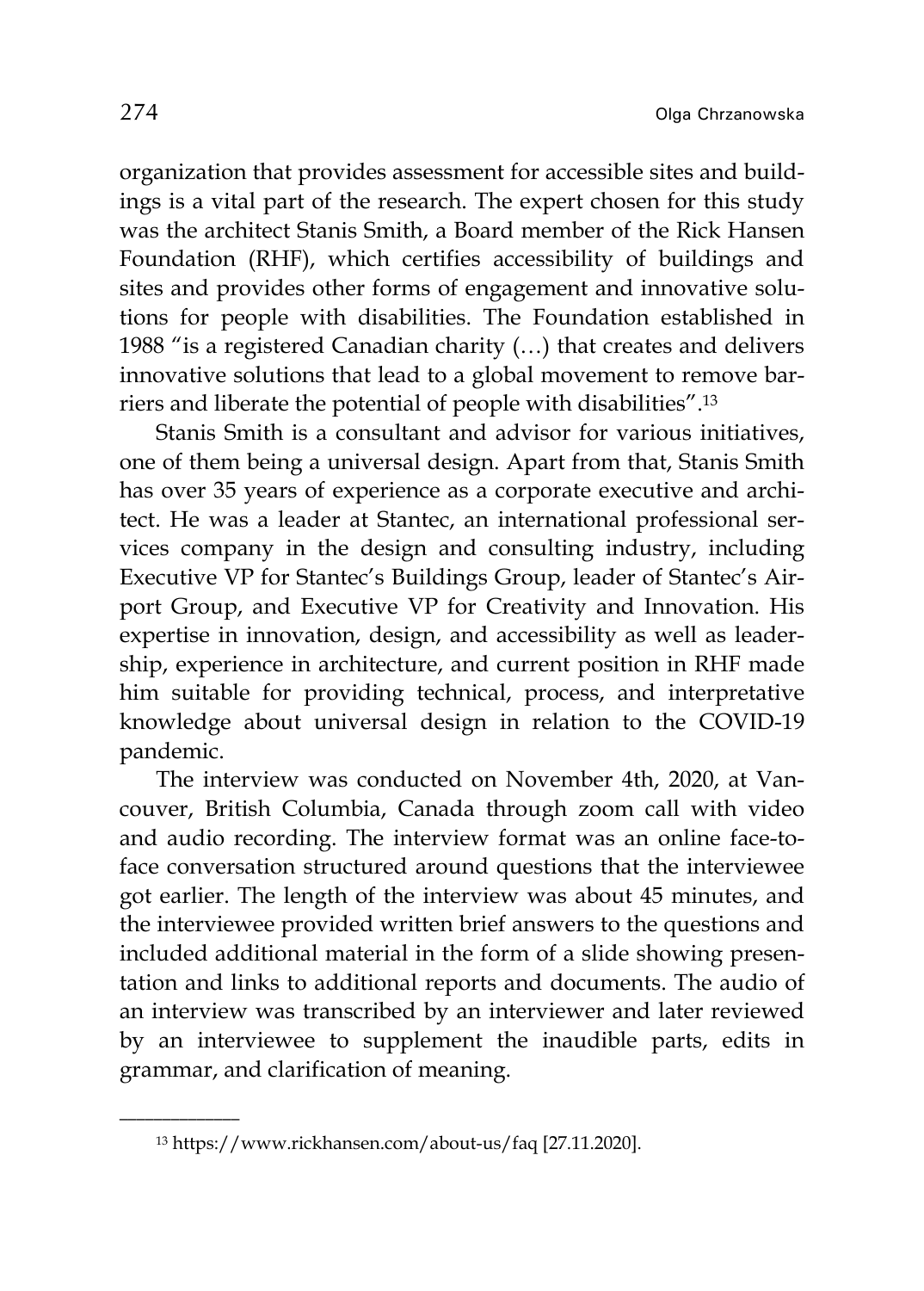organization that provides assessment for accessible sites and buildings is a vital part of the research. The expert chosen for this study was the architect Stanis Smith, a Board member of the Rick Hansen Foundation (RHF), which certifies accessibility of buildings and sites and provides other forms of engagement and innovative solutions for people with disabilities. The Foundation established in 1988 "is a registered Canadian charity (…) that creates and delivers innovative solutions that lead to a global movement to remove barriers and liberate the potential of people with disabilities".[13]

Stanis Smith is a consultant and advisor for various initiatives, one of them being a universal design. Apart from that, Stanis Smith has over 35 years of experience as a corporate executive and architect. He was a leader at Stantec, an international professional services company in the design and consulting industry, including Executive VP for Stantec's Buildings Group, leader of Stantec's Airport Group, and Executive VP for Creativity and Innovation. His expertise in innovation, design, and accessibility as well as leadership, experience in architecture, and current position in RHF made him suitable for providing technical, process, and interpretative knowledge about universal design in relation to the COVID-19 pandemic.

The interview was conducted on November 4th, 2020, at Vancouver, British Columbia, Canada through zoom call with video and audio recording. The interview format was an online face-to-face conversation structured around questions that the interviewee got earlier. The length of the interview was about 45 minutes, and the interviewee provided written brief answers to the questions and included additional material in the form of a slide showing presentation and links to additional reports and documents. The audio of an interview was transcribed by an interviewer and later reviewed by an interviewee to supplement the inaudible parts, edits in grammar, and clarification of meaning.

---

[13] https://www.rickhansen.com/about-us/faq [27.11.2020].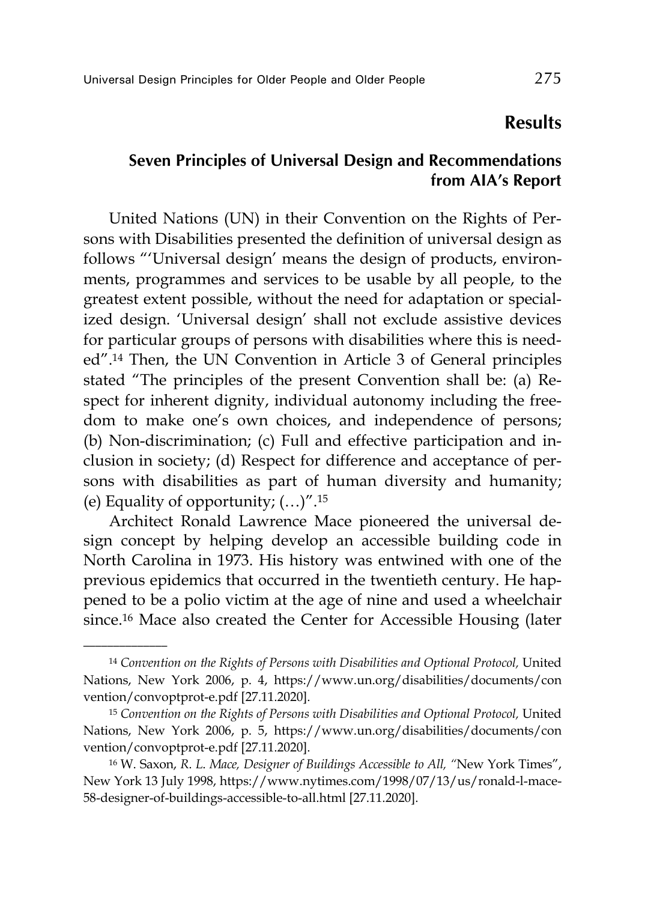## Results

### Seven Principles of Universal Design and Recommendations from AIA's Report

United Nations (UN) in their Convention on the Rights of Persons with Disabilities presented the definition of universal design as follows "'Universal design' means the design of products, environments, programmes and services to be usable by all people, to the greatest extent possible, without the need for adaptation or specialized design. 'Universal design' shall not exclude assistive devices for particular groups of persons with disabilities where this is needed".[14] Then, the UN Convention in Article 3 of General principles stated "The principles of the present Convention shall be: (a) Respect for inherent dignity, individual autonomy including the freedom to make one's own choices, and independence of persons; (b) Non-discrimination; (c) Full and effective participation and inclusion in society; (d) Respect for difference and acceptance of persons with disabilities as part of human diversity and humanity; (e) Equality of opportunity; (…)".[15]

Architect Ronald Lawrence Mace pioneered the universal design concept by helping develop an accessible building code in North Carolina in 1973. His history was entwined with one of the previous epidemics that occurred in the twentieth century. He happened to be a polio victim at the age of nine and used a wheelchair since.[16] Mace also created the Center for Accessible Housing (later

---

[14] *Convention on the Rights of Persons with Disabilities and Optional Protocol,* United Nations, New York 2006, p. 4, https://www.un.org/disabilities/documents/convention/convoptprot-e.pdf [27.11.2020].

[15] *Convention on the Rights of Persons with Disabilities and Optional Protocol,* United Nations, New York 2006, p. 5, https://www.un.org/disabilities/documents/convention/convoptprot-e.pdf [27.11.2020].

[16] W. Saxon, *R. L. Mace, Designer of Buildings Accessible to All,* "New York Times", New York 13 July 1998, https://www.nytimes.com/1998/07/13/us/ronald-l-mace-58-designer-of-buildings-accessible-to-all.html [27.11.2020].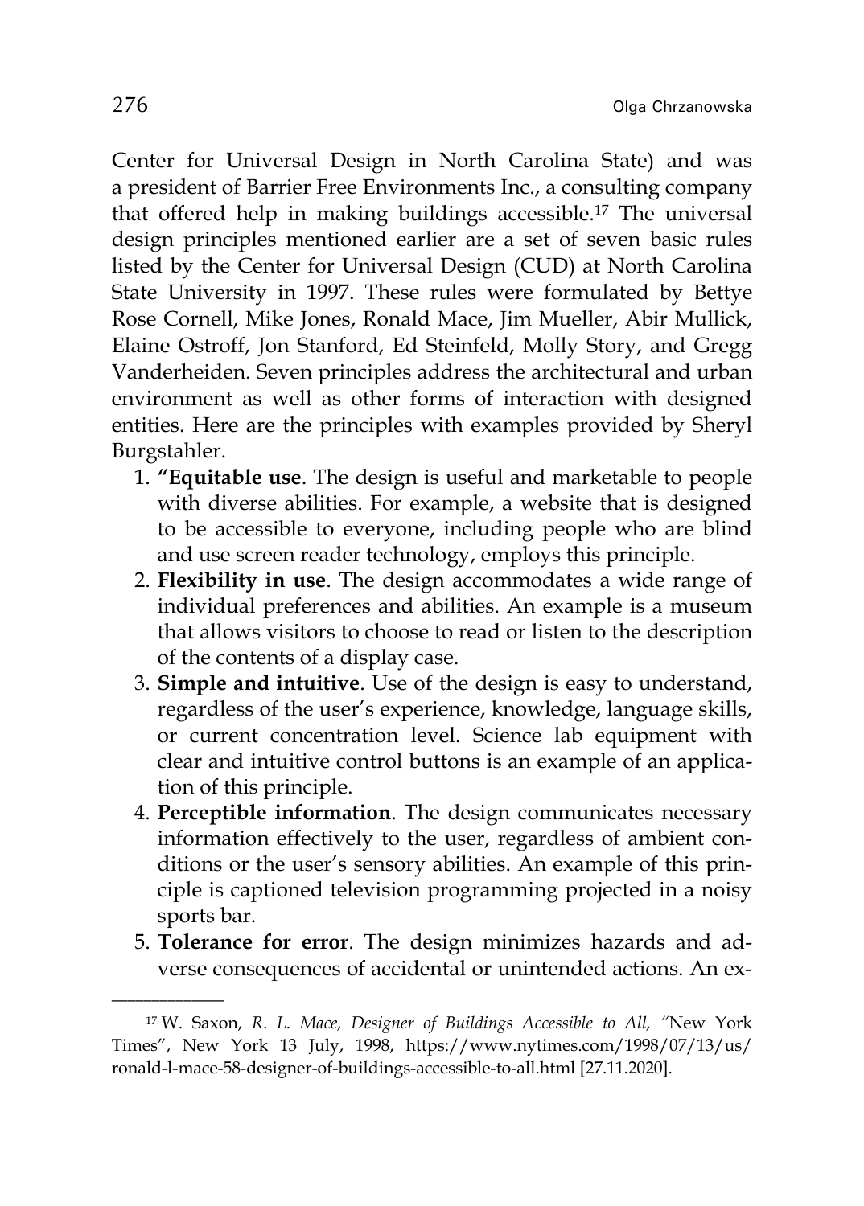Center for Universal Design in North Carolina State) and was a president of Barrier Free Environments Inc., a consulting company that offered help in making buildings accessible.[17] The universal design principles mentioned earlier are a set of seven basic rules listed by the Center for Universal Design (CUD) at North Carolina State University in 1997. These rules were formulated by Bettye Rose Cornell, Mike Jones, Ronald Mace, Jim Mueller, Abir Mullick, Elaine Ostroff, Jon Stanford, Ed Steinfeld, Molly Story, and Gregg Vanderheiden. Seven principles address the architectural and urban environment as well as other forms of interaction with designed entities. Here are the principles with examples provided by Sheryl Burgstahler.

1. **"Equitable use**. The design is useful and marketable to people with diverse abilities. For example, a website that is designed to be accessible to everyone, including people who are blind and use screen reader technology, employs this principle.
2. **Flexibility in use**. The design accommodates a wide range of individual preferences and abilities. An example is a museum that allows visitors to choose to read or listen to the description of the contents of a display case.
3. **Simple and intuitive**. Use of the design is easy to understand, regardless of the user's experience, knowledge, language skills, or current concentration level. Science lab equipment with clear and intuitive control buttons is an example of an application of this principle.
4. **Perceptible information**. The design communicates necessary information effectively to the user, regardless of ambient conditions or the user's sensory abilities. An example of this principle is captioned television programming projected in a noisy sports bar.
5. **Tolerance for error**. The design minimizes hazards and adverse consequences of accidental or unintended actions. An ex-

---

[17] W. Saxon, *R. L. Mace, Designer of Buildings Accessible to All,* "New York Times", New York 13 July, 1998, https://www.nytimes.com/1998/07/13/us/ronald-l-mace-58-designer-of-buildings-accessible-to-all.html [27.11.2020].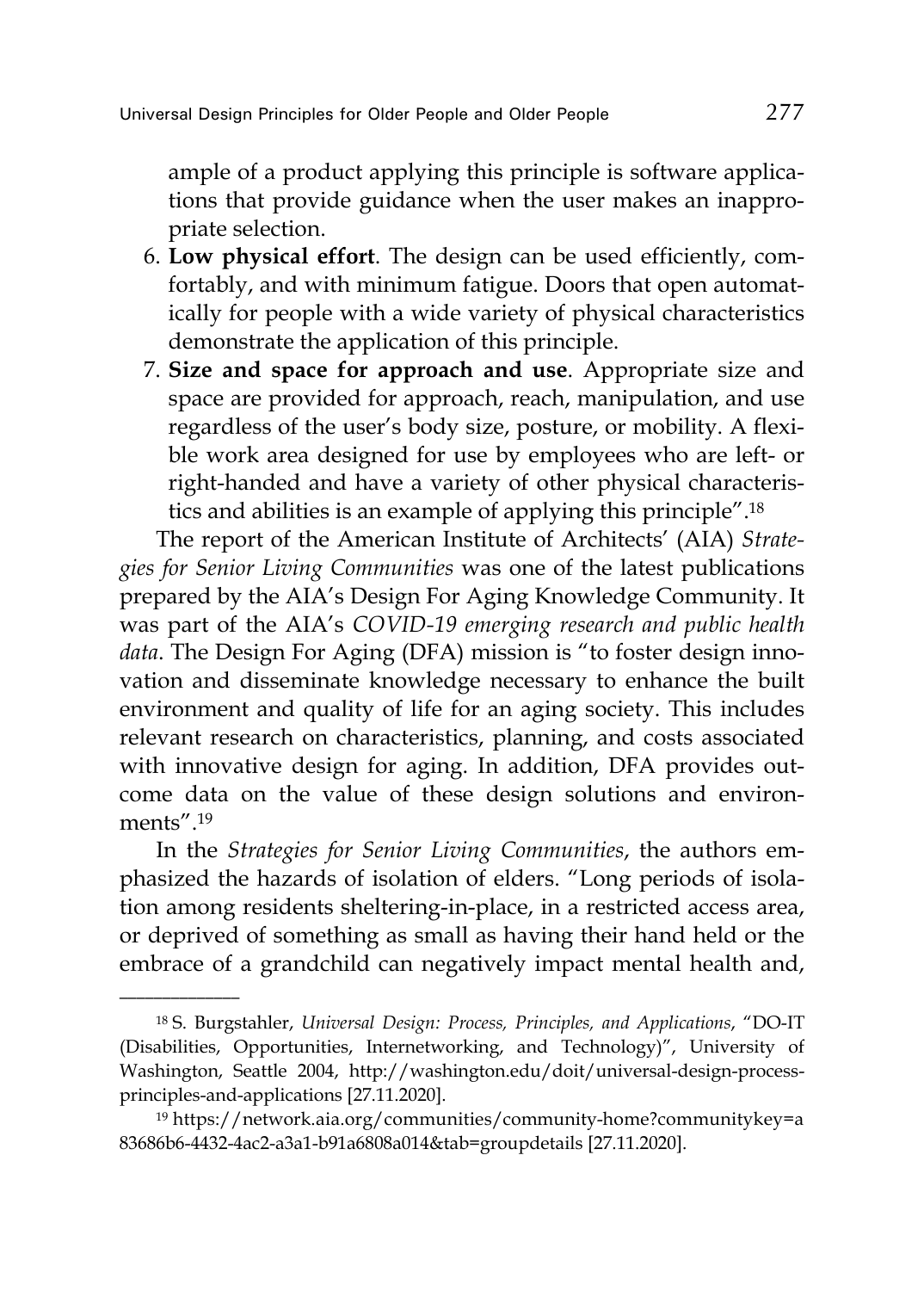ample of a product applying this principle is software applications that provide guidance when the user makes an inappropriate selection.

6. **Low physical effort**. The design can be used efficiently, comfortably, and with minimum fatigue. Doors that open automatically for people with a wide variety of physical characteristics demonstrate the application of this principle.
7. **Size and space for approach and use**. Appropriate size and space are provided for approach, reach, manipulation, and use regardless of the user's body size, posture, or mobility. A flexible work area designed for use by employees who are left- or right-handed and have a variety of other physical characteristics and abilities is an example of applying this principle".[18]

The report of the American Institute of Architects' (AIA) *Strategies for Senior Living Communities* was one of the latest publications prepared by the AIA's Design For Aging Knowledge Community. It was part of the AIA's *COVID-19 emerging research and public health data*. The Design For Aging (DFA) mission is "to foster design innovation and disseminate knowledge necessary to enhance the built environment and quality of life for an aging society. This includes relevant research on characteristics, planning, and costs associated with innovative design for aging. In addition, DFA provides outcome data on the value of these design solutions and environments".[19]

In the *Strategies for Senior Living Communities*, the authors emphasized the hazards of isolation of elders. "Long periods of isolation among residents sheltering-in-place, in a restricted access area, or deprived of something as small as having their hand held or the embrace of a grandchild can negatively impact mental health and,

---

[18] S. Burgstahler, *Universal Design: Process, Principles, and Applications*, "DO-IT (Disabilities, Opportunities, Internetworking, and Technology)", University of Washington, Seattle 2004, http://washington.edu/doit/universal-design-process-principles-and-applications [27.11.2020].

[19] https://network.aia.org/communities/community-home?communitykey=a83686b6-4432-4ac2-a3a1-b91a6808a014&tab=groupdetails [27.11.2020].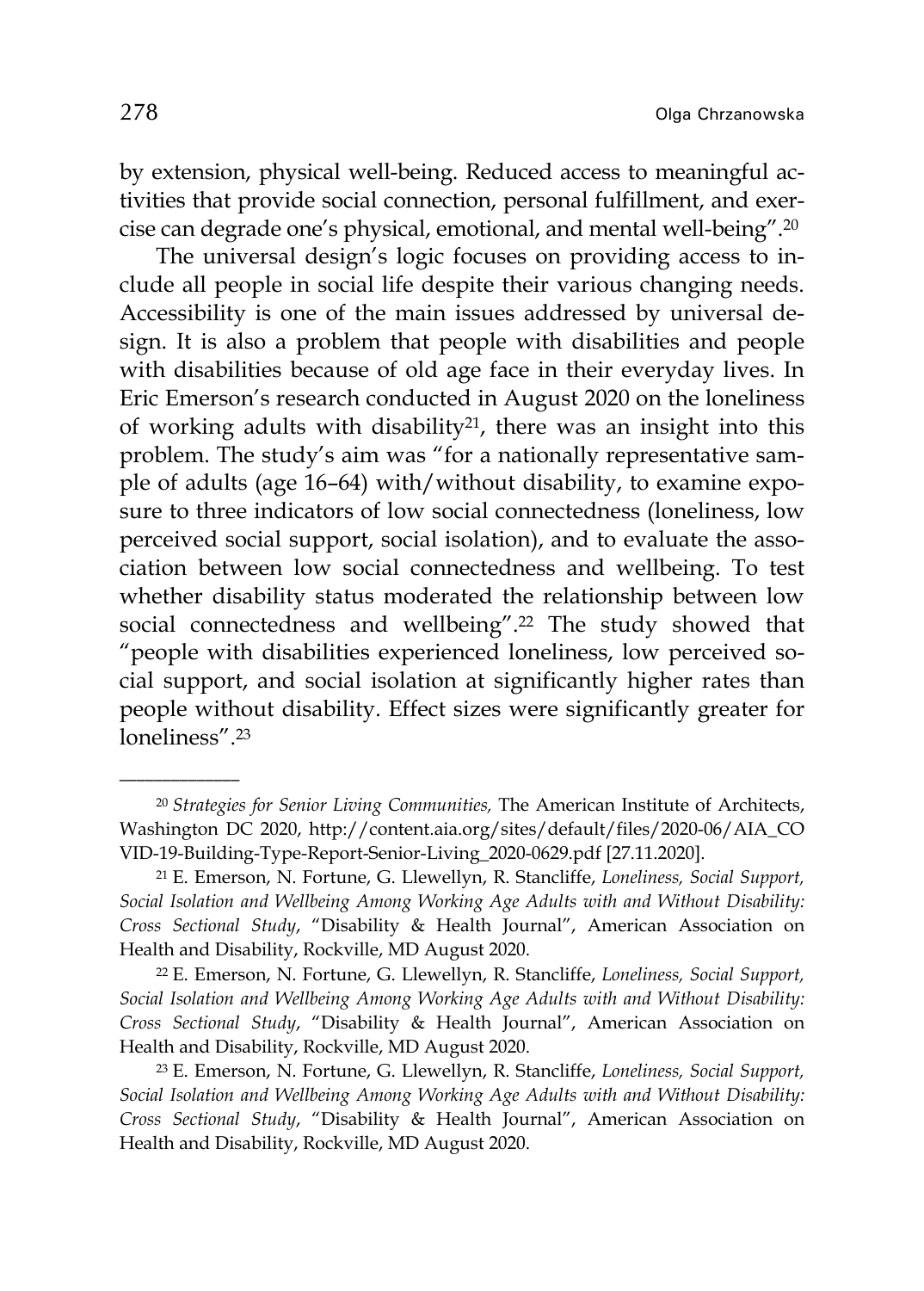by extension, physical well-being. Reduced access to meaningful activities that provide social connection, personal fulfillment, and exercise can degrade one's physical, emotional, and mental well-being".[20]

The universal design's logic focuses on providing access to include all people in social life despite their various changing needs. Accessibility is one of the main issues addressed by universal design. It is also a problem that people with disabilities and people with disabilities because of old age face in their everyday lives. In Eric Emerson's research conducted in August 2020 on the loneliness of working adults with disability[21], there was an insight into this problem. The study's aim was "for a nationally representative sample of adults (age 16–64) with/without disability, to examine exposure to three indicators of low social connectedness (loneliness, low perceived social support, social isolation), and to evaluate the association between low social connectedness and wellbeing. To test whether disability status moderated the relationship between low social connectedness and wellbeing".[22] The study showed that "people with disabilities experienced loneliness, low perceived social support, and social isolation at significantly higher rates than people without disability. Effect sizes were significantly greater for loneliness".[23]

---

[20] *Strategies for Senior Living Communities,* The American Institute of Architects, Washington DC 2020, http://content.aia.org/sites/default/files/2020-06/AIA_COVID-19-Building-Type-Report-Senior-Living_2020-0629.pdf [27.11.2020].

[21] E. Emerson, N. Fortune, G. Llewellyn, R. Stancliffe, *Loneliness, Social Support, Social Isolation and Wellbeing Among Working Age Adults with and Without Disability: Cross Sectional Study*, "Disability & Health Journal", American Association on Health and Disability, Rockville, MD August 2020.

[22] E. Emerson, N. Fortune, G. Llewellyn, R. Stancliffe, *Loneliness, Social Support, Social Isolation and Wellbeing Among Working Age Adults with and Without Disability: Cross Sectional Study*, "Disability & Health Journal", American Association on Health and Disability, Rockville, MD August 2020.

[23] E. Emerson, N. Fortune, G. Llewellyn, R. Stancliffe, *Loneliness, Social Support, Social Isolation and Wellbeing Among Working Age Adults with and Without Disability: Cross Sectional Study*, "Disability & Health Journal", American Association on Health and Disability, Rockville, MD August 2020.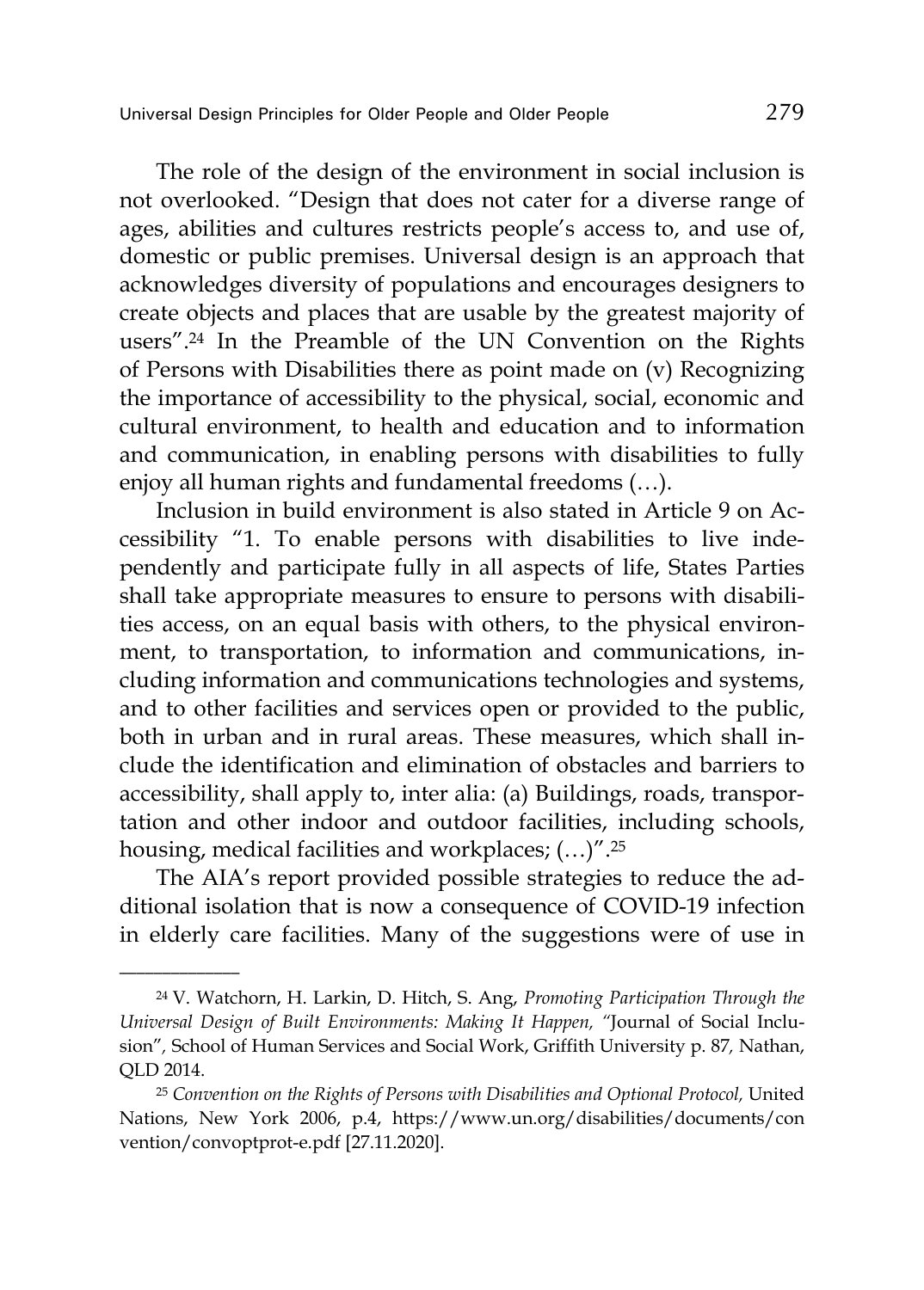The role of the design of the environment in social inclusion is not overlooked. "Design that does not cater for a diverse range of ages, abilities and cultures restricts people's access to, and use of, domestic or public premises. Universal design is an approach that acknowledges diversity of populations and encourages designers to create objects and places that are usable by the greatest majority of users".[24] In the Preamble of the UN Convention on the Rights of Persons with Disabilities there as point made on (v) Recognizing the importance of accessibility to the physical, social, economic and cultural environment, to health and education and to information and communication, in enabling persons with disabilities to fully enjoy all human rights and fundamental freedoms (…).

Inclusion in build environment is also stated in Article 9 on Accessibility "1. To enable persons with disabilities to live independently and participate fully in all aspects of life, States Parties shall take appropriate measures to ensure to persons with disabilities access, on an equal basis with others, to the physical environment, to transportation, to information and communications, including information and communications technologies and systems, and to other facilities and services open or provided to the public, both in urban and in rural areas. These measures, which shall include the identification and elimination of obstacles and barriers to accessibility, shall apply to, inter alia: (a) Buildings, roads, transportation and other indoor and outdoor facilities, including schools, housing, medical facilities and workplaces; (…)".[25]

The AIA's report provided possible strategies to reduce the additional isolation that is now a consequence of COVID-19 infection in elderly care facilities. Many of the suggestions were of use in

---

[24] V. Watchorn, H. Larkin, D. Hitch, S. Ang, *Promoting Participation Through the Universal Design of Built Environments: Making It Happen, "*Journal of Social Inclusion", School of Human Services and Social Work, Griffith University p. 87, Nathan, QLD 2014.

[25] *Convention on the Rights of Persons with Disabilities and Optional Protocol,* United Nations, New York 2006, p.4, https://www.un.org/disabilities/documents/convention/convoptprot-e.pdf [27.11.2020].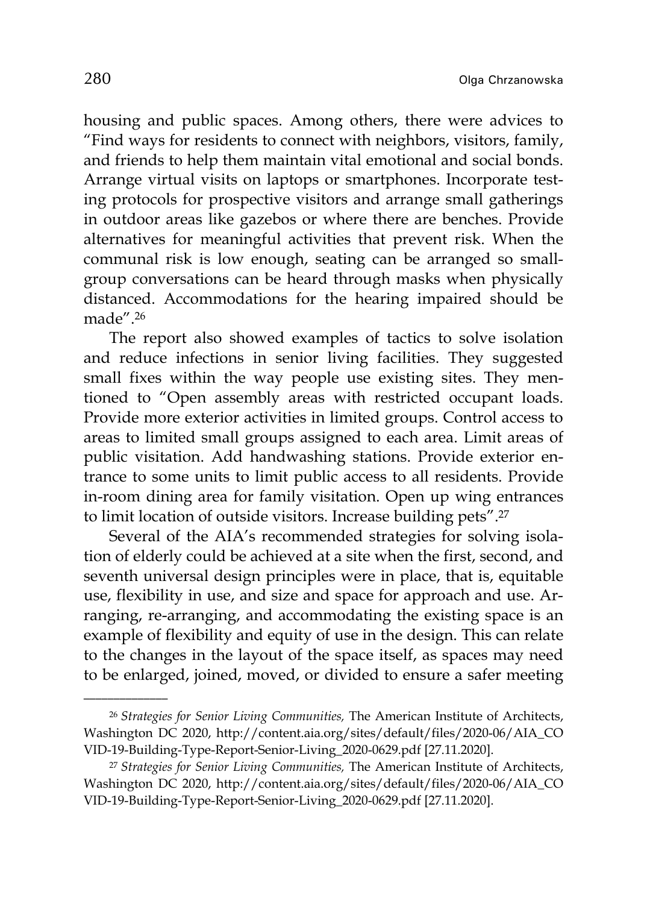housing and public spaces. Among others, there were advices to "Find ways for residents to connect with neighbors, visitors, family, and friends to help them maintain vital emotional and social bonds. Arrange virtual visits on laptops or smartphones. Incorporate testing protocols for prospective visitors and arrange small gatherings in outdoor areas like gazebos or where there are benches. Provide alternatives for meaningful activities that prevent risk. When the communal risk is low enough, seating can be arranged so small-group conversations can be heard through masks when physically distanced. Accommodations for the hearing impaired should be made".[26]

The report also showed examples of tactics to solve isolation and reduce infections in senior living facilities. They suggested small fixes within the way people use existing sites. They mentioned to "Open assembly areas with restricted occupant loads. Provide more exterior activities in limited groups. Control access to areas to limited small groups assigned to each area. Limit areas of public visitation. Add handwashing stations. Provide exterior entrance to some units to limit public access to all residents. Provide in-room dining area for family visitation. Open up wing entrances to limit location of outside visitors. Increase building pets".[27]

Several of the AIA's recommended strategies for solving isolation of elderly could be achieved at a site when the first, second, and seventh universal design principles were in place, that is, equitable use, flexibility in use, and size and space for approach and use. Arranging, re-arranging, and accommodating the existing space is an example of flexibility and equity of use in the design. This can relate to the changes in the layout of the space itself, as spaces may need to be enlarged, joined, moved, or divided to ensure a safer meeting

---

[26] *Strategies for Senior Living Communities,* The American Institute of Architects, Washington DC 2020, http://content.aia.org/sites/default/files/2020-06/AIA_COVID-19-Building-Type-Report-Senior-Living_2020-0629.pdf [27.11.2020].

[27] *Strategies for Senior Living Communities,* The American Institute of Architects, Washington DC 2020, http://content.aia.org/sites/default/files/2020-06/AIA_COVID-19-Building-Type-Report-Senior-Living_2020-0629.pdf [27.11.2020].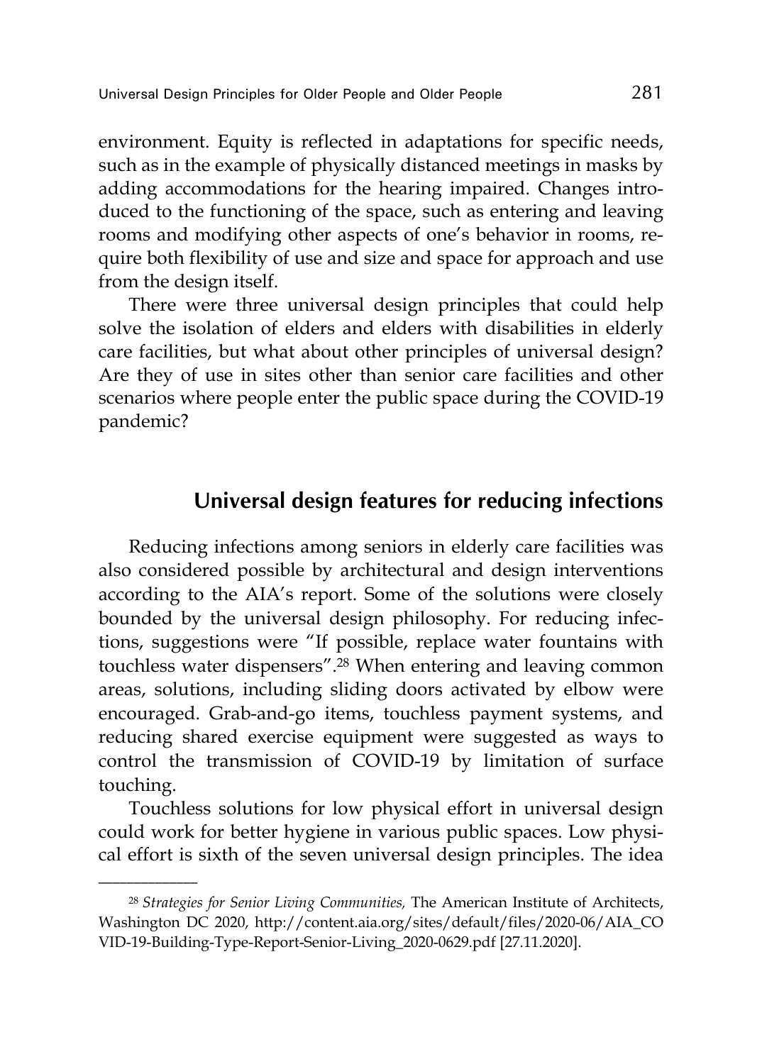environment. Equity is reflected in adaptations for specific needs, such as in the example of physically distanced meetings in masks by adding accommodations for the hearing impaired. Changes introduced to the functioning of the space, such as entering and leaving rooms and modifying other aspects of one's behavior in rooms, require both flexibility of use and size and space for approach and use from the design itself.

There were three universal design principles that could help solve the isolation of elders and elders with disabilities in elderly care facilities, but what about other principles of universal design? Are they of use in sites other than senior care facilities and other scenarios where people enter the public space during the COVID-19 pandemic?

## Universal design features for reducing infections

Reducing infections among seniors in elderly care facilities was also considered possible by architectural and design interventions according to the AIA's report. Some of the solutions were closely bounded by the universal design philosophy. For reducing infections, suggestions were "If possible, replace water fountains with touchless water dispensers".[28] When entering and leaving common areas, solutions, including sliding doors activated by elbow were encouraged. Grab-and-go items, touchless payment systems, and reducing shared exercise equipment were suggested as ways to control the transmission of COVID-19 by limitation of surface touching.

Touchless solutions for low physical effort in universal design could work for better hygiene in various public spaces. Low physical effort is sixth of the seven universal design principles. The idea

---

[28] *Strategies for Senior Living Communities,* The American Institute of Architects, Washington DC 2020, http://content.aia.org/sites/default/files/2020-06/AIA_COVID-19-Building-Type-Report-Senior-Living_2020-0629.pdf [27.11.2020].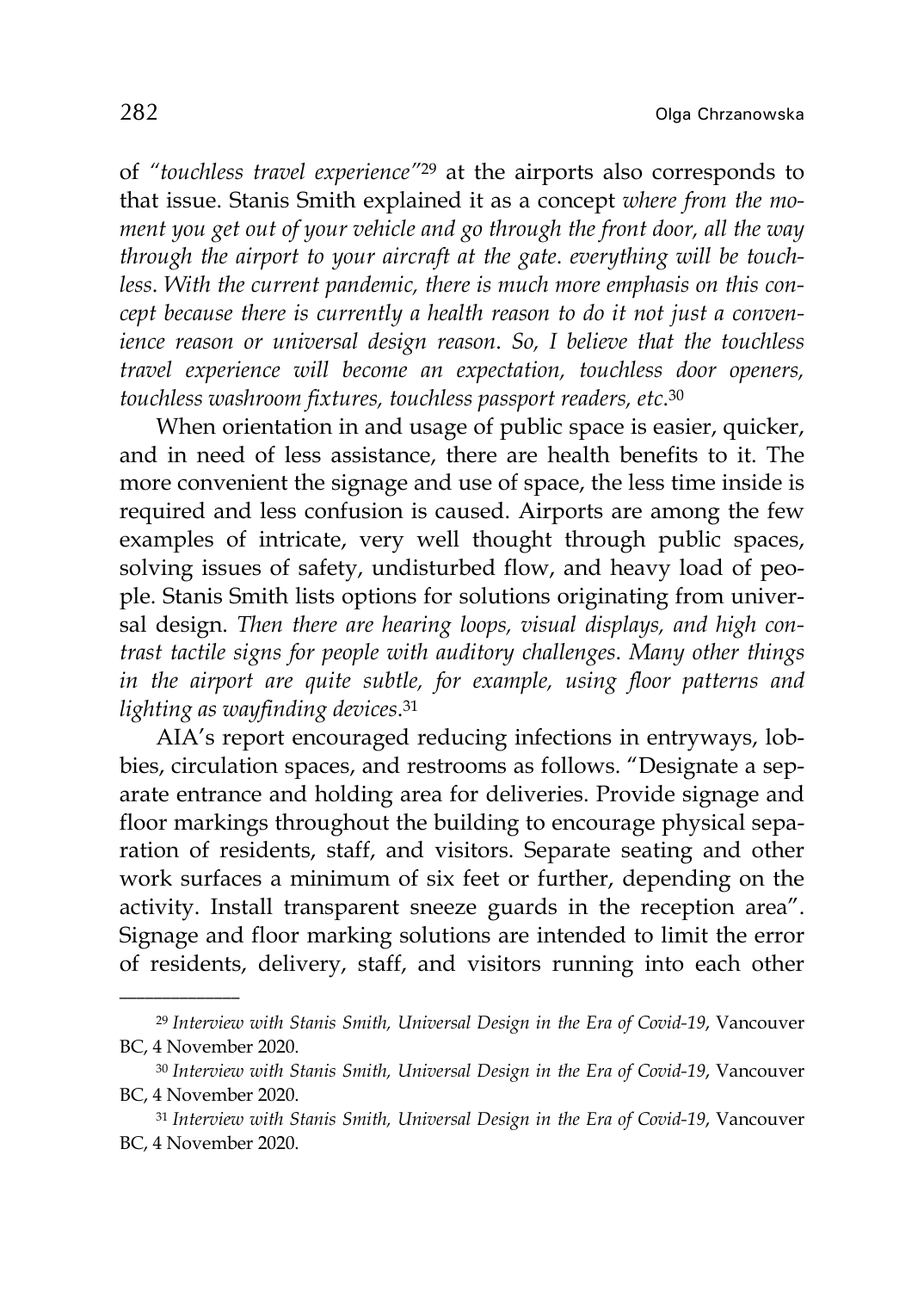of *"touchless travel experience"*[29] at the airports also corresponds to that issue. Stanis Smith explained it as a concept *where from the moment you get out of your vehicle and go through the front door, all the way through the airport to your aircraft at the gate. everything will be touchless. With the current pandemic, there is much more emphasis on this concept because there is currently a health reason to do it not just a convenience reason or universal design reason. So, I believe that the touchless travel experience will become an expectation, touchless door openers, touchless washroom fixtures, touchless passport readers, etc.*[30]

When orientation in and usage of public space is easier, quicker, and in need of less assistance, there are health benefits to it. The more convenient the signage and use of space, the less time inside is required and less confusion is caused. Airports are among the few examples of intricate, very well thought through public spaces, solving issues of safety, undisturbed flow, and heavy load of people. Stanis Smith lists options for solutions originating from universal design. *Then there are hearing loops, visual displays, and high contrast tactile signs for people with auditory challenges. Many other things in the airport are quite subtle, for example, using floor patterns and lighting as wayfinding devices.*[31]

AIA's report encouraged reducing infections in entryways, lobbies, circulation spaces, and restrooms as follows. "Designate a separate entrance and holding area for deliveries. Provide signage and floor markings throughout the building to encourage physical separation of residents, staff, and visitors. Separate seating and other work surfaces a minimum of six feet or further, depending on the activity. Install transparent sneeze guards in the reception area". Signage and floor marking solutions are intended to limit the error of residents, delivery, staff, and visitors running into each other

---

[29] *Interview with Stanis Smith, Universal Design in the Era of Covid-19*, Vancouver BC, 4 November 2020.

[30] *Interview with Stanis Smith, Universal Design in the Era of Covid-19*, Vancouver BC, 4 November 2020.

[31] *Interview with Stanis Smith, Universal Design in the Era of Covid-19*, Vancouver BC, 4 November 2020.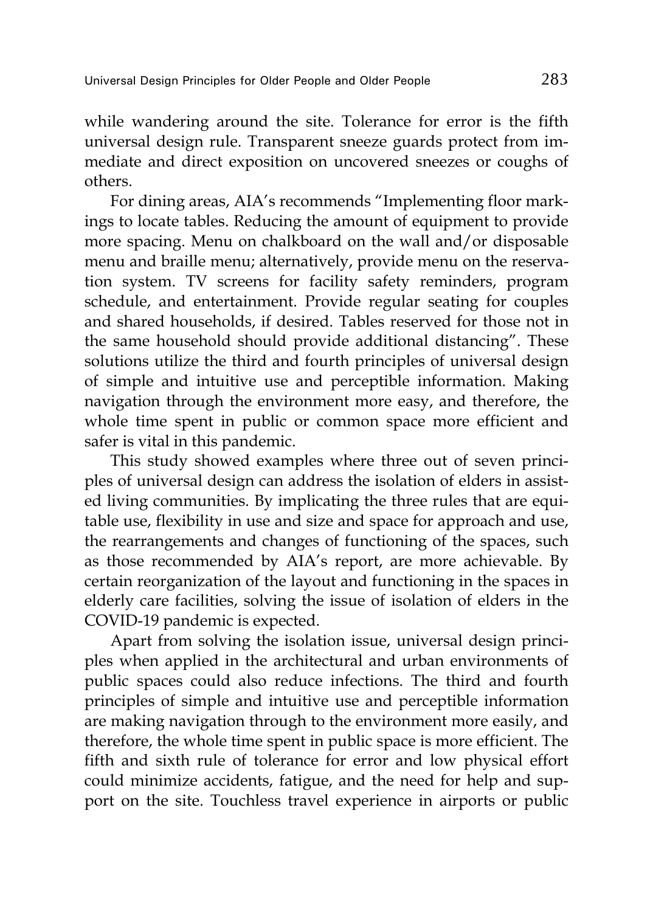while wandering around the site. Tolerance for error is the fifth universal design rule. Transparent sneeze guards protect from immediate and direct exposition on uncovered sneezes or coughs of others.

For dining areas, AIA's recommends "Implementing floor markings to locate tables. Reducing the amount of equipment to provide more spacing. Menu on chalkboard on the wall and/or disposable menu and braille menu; alternatively, provide menu on the reservation system. TV screens for facility safety reminders, program schedule, and entertainment. Provide regular seating for couples and shared households, if desired. Tables reserved for those not in the same household should provide additional distancing". These solutions utilize the third and fourth principles of universal design of simple and intuitive use and perceptible information. Making navigation through the environment more easy, and therefore, the whole time spent in public or common space more efficient and safer is vital in this pandemic.

This study showed examples where three out of seven principles of universal design can address the isolation of elders in assisted living communities. By implicating the three rules that are equitable use, flexibility in use and size and space for approach and use, the rearrangements and changes of functioning of the spaces, such as those recommended by AIA's report, are more achievable. By certain reorganization of the layout and functioning in the spaces in elderly care facilities, solving the issue of isolation of elders in the COVID-19 pandemic is expected.

Apart from solving the isolation issue, universal design principles when applied in the architectural and urban environments of public spaces could also reduce infections. The third and fourth principles of simple and intuitive use and perceptible information are making navigation through to the environment more easily, and therefore, the whole time spent in public space is more efficient. The fifth and sixth rule of tolerance for error and low physical effort could minimize accidents, fatigue, and the need for help and support on the site. Touchless travel experience in airports or public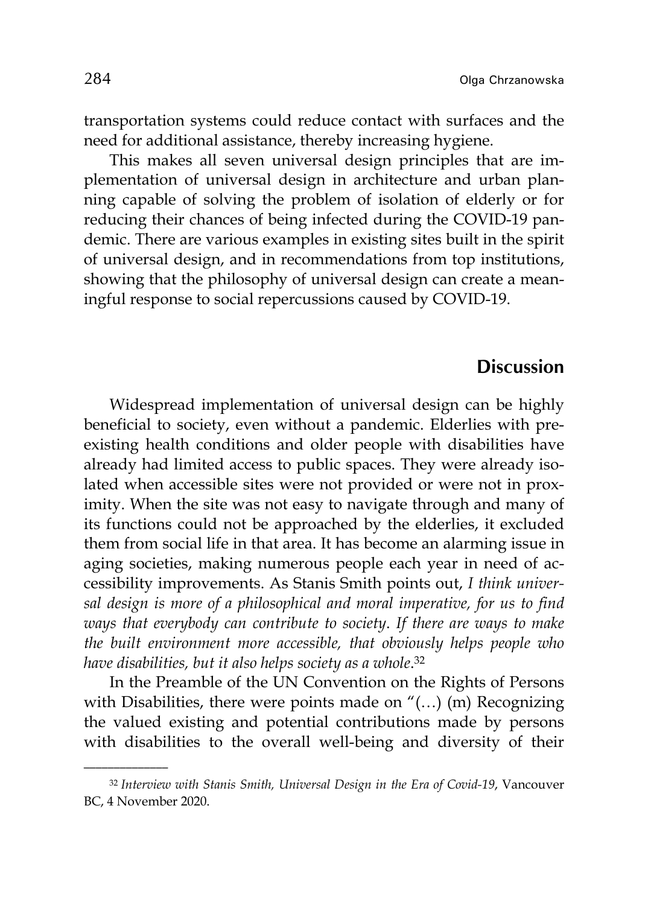transportation systems could reduce contact with surfaces and the need for additional assistance, thereby increasing hygiene.

This makes all seven universal design principles that are implementation of universal design in architecture and urban planning capable of solving the problem of isolation of elderly or for reducing their chances of being infected during the COVID-19 pandemic. There are various examples in existing sites built in the spirit of universal design, and in recommendations from top institutions, showing that the philosophy of universal design can create a meaningful response to social repercussions caused by COVID-19.

## Discussion

Widespread implementation of universal design can be highly beneficial to society, even without a pandemic. Elderlies with preexisting health conditions and older people with disabilities have already had limited access to public spaces. They were already isolated when accessible sites were not provided or were not in proximity. When the site was not easy to navigate through and many of its functions could not be approached by the elderlies, it excluded them from social life in that area. It has become an alarming issue in aging societies, making numerous people each year in need of accessibility improvements. As Stanis Smith points out, *I think universal design is more of a philosophical and moral imperative, for us to find ways that everybody can contribute to society. If there are ways to make the built environment more accessible, that obviously helps people who have disabilities, but it also helps society as a whole*.[32]

In the Preamble of the UN Convention on the Rights of Persons with Disabilities, there were points made on "(…) (m) Recognizing the valued existing and potential contributions made by persons with disabilities to the overall well-being and diversity of their

---

[32] *Interview with Stanis Smith, Universal Design in the Era of Covid-19*, Vancouver BC, 4 November 2020.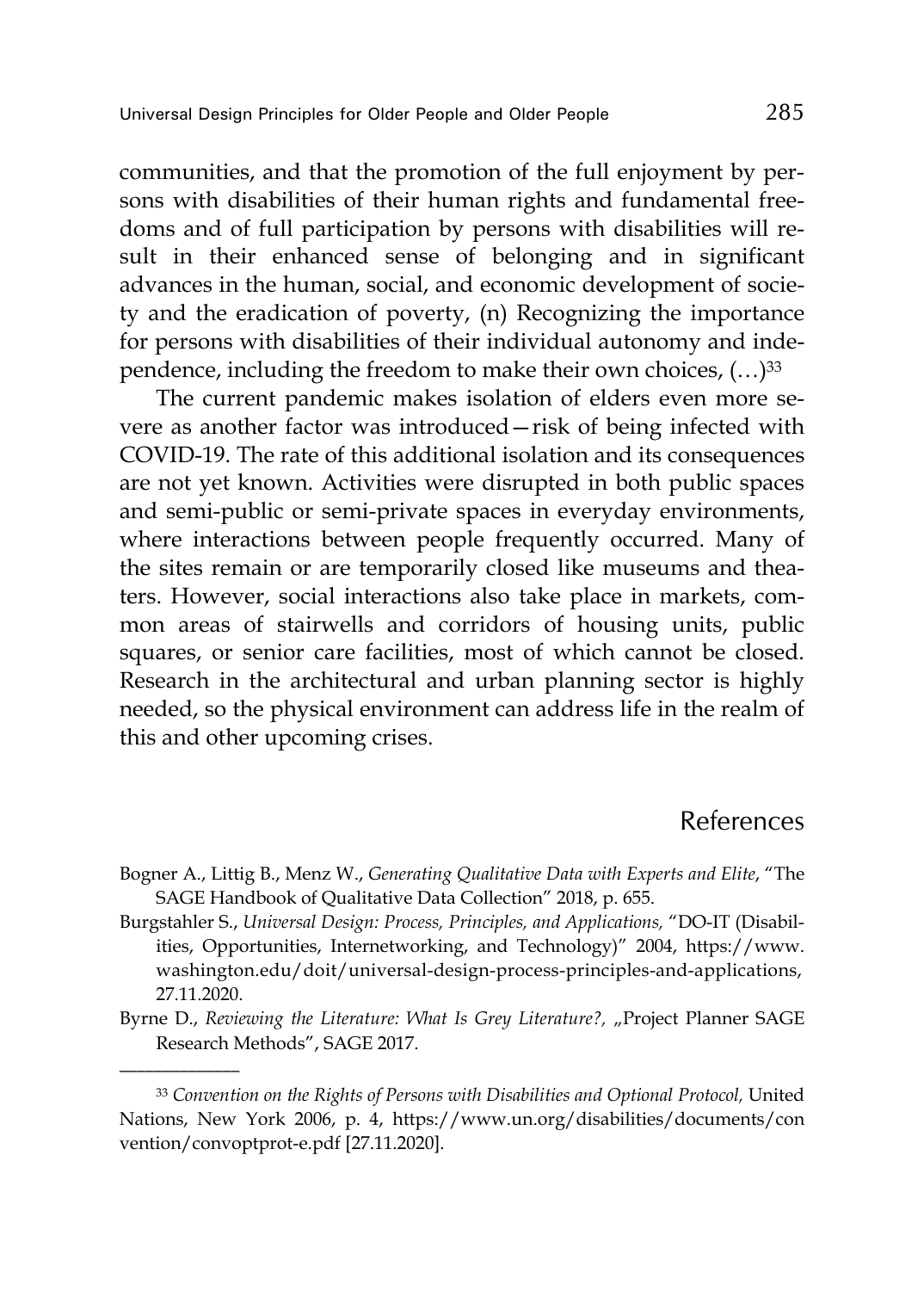communities, and that the promotion of the full enjoyment by persons with disabilities of their human rights and fundamental freedoms and of full participation by persons with disabilities will result in their enhanced sense of belonging and in significant advances in the human, social, and economic development of society and the eradication of poverty, (n) Recognizing the importance for persons with disabilities of their individual autonomy and independence, including the freedom to make their own choices, (…)[33]

The current pandemic makes isolation of elders even more severe as another factor was introduced—risk of being infected with COVID-19. The rate of this additional isolation and its consequences are not yet known. Activities were disrupted in both public spaces and semi-public or semi-private spaces in everyday environments, where interactions between people frequently occurred. Many of the sites remain or are temporarily closed like museums and theaters. However, social interactions also take place in markets, common areas of stairwells and corridors of housing units, public squares, or senior care facilities, most of which cannot be closed. Research in the architectural and urban planning sector is highly needed, so the physical environment can address life in the realm of this and other upcoming crises.

## References

Bogner A., Littig B., Menz W., *Generating Qualitative Data with Experts and Elite*, "The SAGE Handbook of Qualitative Data Collection" 2018, p. 655.

Burgstahler S., *Universal Design: Process, Principles, and Applications,* "DO-IT (Disabilities, Opportunities, Internetworking, and Technology)" 2004, https://www.washington.edu/doit/universal-design-process-principles-and-applications, 27.11.2020.

Byrne D., *Reviewing the Literature: What Is Grey Literature?,* „Project Planner SAGE Research Methods", SAGE 2017.

---

[33] *Convention on the Rights of Persons with Disabilities and Optional Protocol,* United Nations, New York 2006, p. 4, https://www.un.org/disabilities/documents/convention/convoptprot-e.pdf [27.11.2020].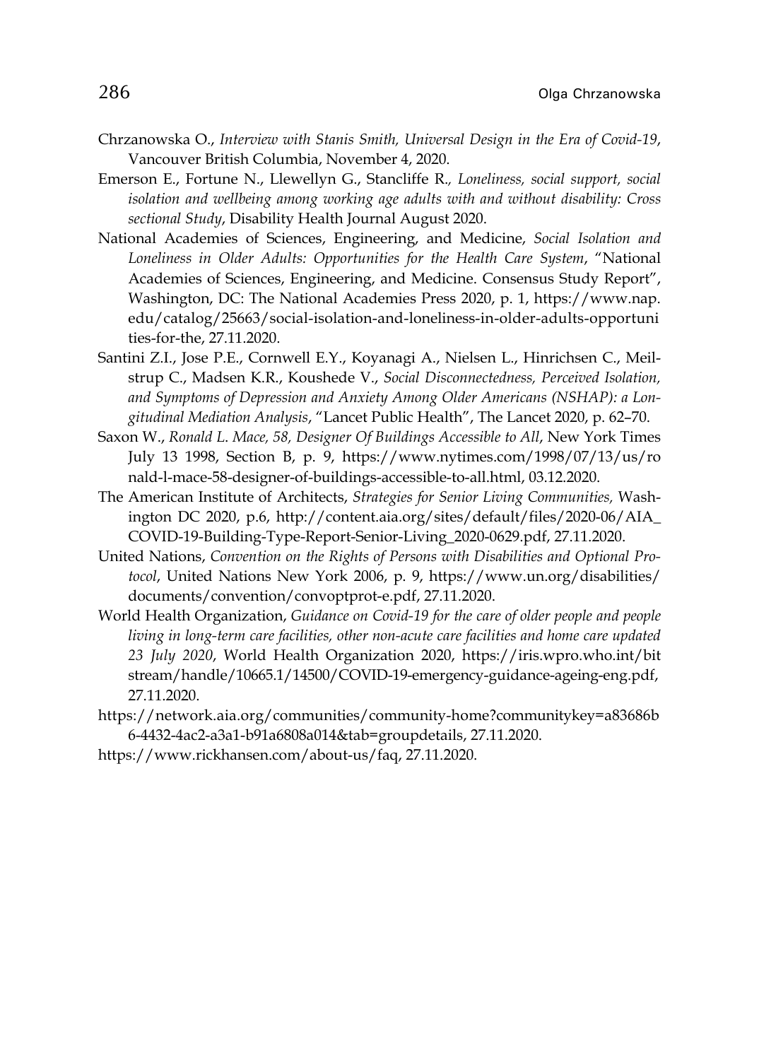Chrzanowska O., *Interview with Stanis Smith, Universal Design in the Era of Covid-19*, Vancouver British Columbia, November 4, 2020.

Emerson E., Fortune N., Llewellyn G., Stancliffe R., *Loneliness, social support, social isolation and wellbeing among working age adults with and without disability: Cross sectional Study*, Disability Health Journal August 2020.

National Academies of Sciences, Engineering, and Medicine, *Social Isolation and Loneliness in Older Adults: Opportunities for the Health Care System*, "National Academies of Sciences, Engineering, and Medicine. Consensus Study Report", Washington, DC: The National Academies Press 2020, p. 1, https://www.nap.edu/catalog/25663/social-isolation-and-loneliness-in-older-adults-opportunities-for-the, 27.11.2020.

Santini Z.I., Jose P.E., Cornwell E.Y., Koyanagi A., Nielsen L., Hinrichsen C., Meilstrup C., Madsen K.R., Koushede V., *Social Disconnectedness, Perceived Isolation, and Symptoms of Depression and Anxiety Among Older Americans (NSHAP): a Longitudinal Mediation Analysis*, "Lancet Public Health", The Lancet 2020, p. 62–70.

Saxon W., *Ronald L. Mace, 58, Designer Of Buildings Accessible to All*, New York Times July 13 1998, Section B, p. 9, https://www.nytimes.com/1998/07/13/us/ronald-l-mace-58-designer-of-buildings-accessible-to-all.html, 03.12.2020.

The American Institute of Architects, *Strategies for Senior Living Communities,* Washington DC 2020, p.6, http://content.aia.org/sites/default/files/2020-06/AIA_COVID-19-Building-Type-Report-Senior-Living_2020-0629.pdf, 27.11.2020.

United Nations, *Convention on the Rights of Persons with Disabilities and Optional Protocol*, United Nations New York 2006, p. 9, https://www.un.org/disabilities/documents/convention/convoptprot-e.pdf, 27.11.2020.

World Health Organization, *Guidance on Covid-19 for the care of older people and people living in long-term care facilities, other non-acute care facilities and home care updated 23 July 2020*, World Health Organization 2020, https://iris.wpro.who.int/bitstream/handle/10665.1/14500/COVID-19-emergency-guidance-ageing-eng.pdf, 27.11.2020.

https://network.aia.org/communities/community-home?communitykey=a83686b6-4432-4ac2-a3a1-b91a6808a014&tab=groupdetails, 27.11.2020.

https://www.rickhansen.com/about-us/faq, 27.11.2020.